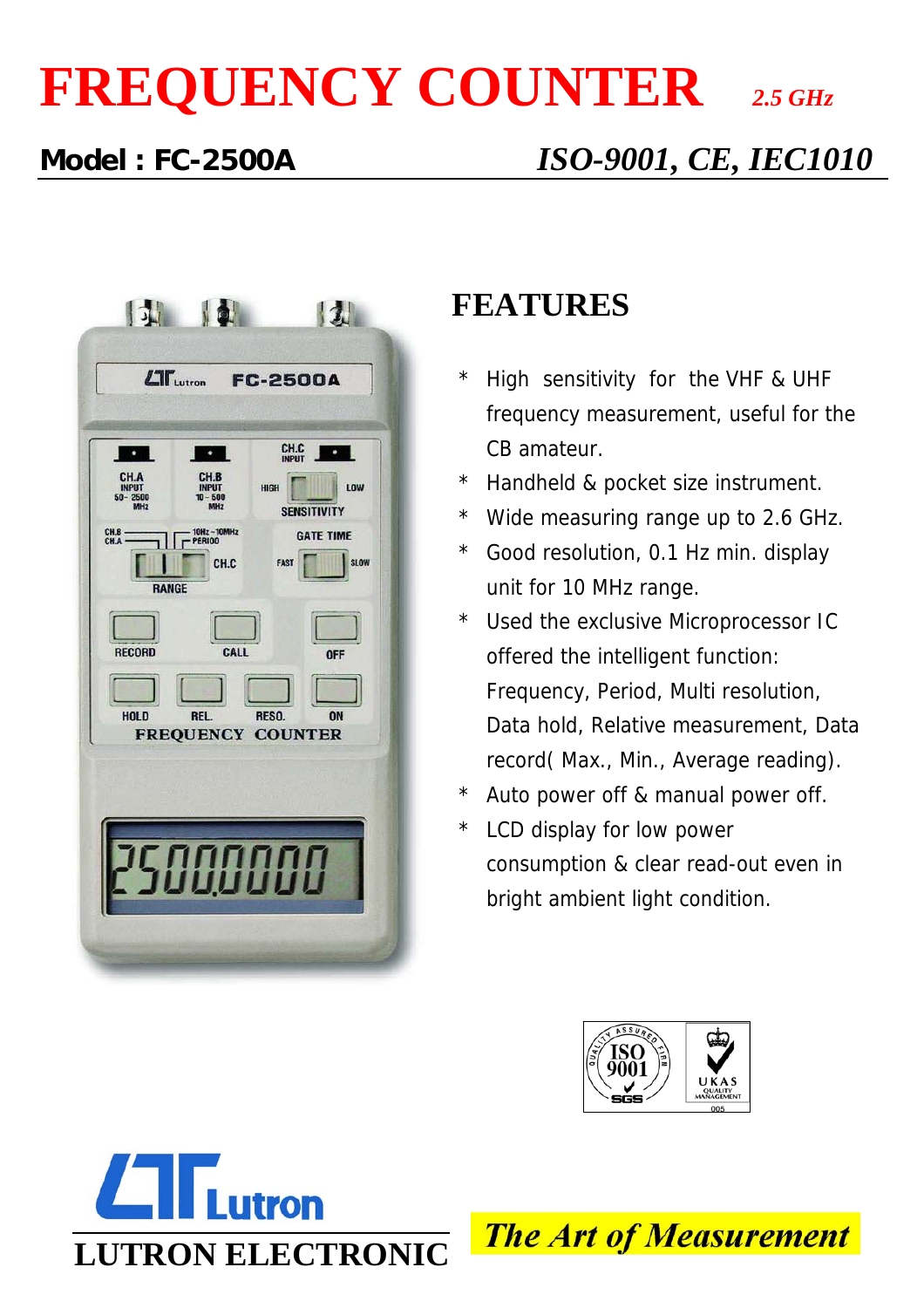# FREQUENCY COUNTER *2.5 GHz*

**Model : FC-2500A** *ISO-9001, CE, IEC1010*

## FEATURES

* High sensitivity for the VHF & UHF frequency measurement, useful for the CB amateur.
* Handheld & pocket size instrument.
* Wide measuring range up to 2.6 GHz.
* Good resolution, 0.1 Hz min. display unit for 10 MHz range.
* Used the exclusive Microprocessor IC offered the intelligent function: Frequency, Period, Multi resolution, Data hold, Relative measurement, Data record( Max., Min., Average reading).
* Auto power off & manual power off.
* LCD display for low power consumption & clear read-out even in bright ambient light condition.

**LUTRON ELECTRONIC**

***The Art of Measurement***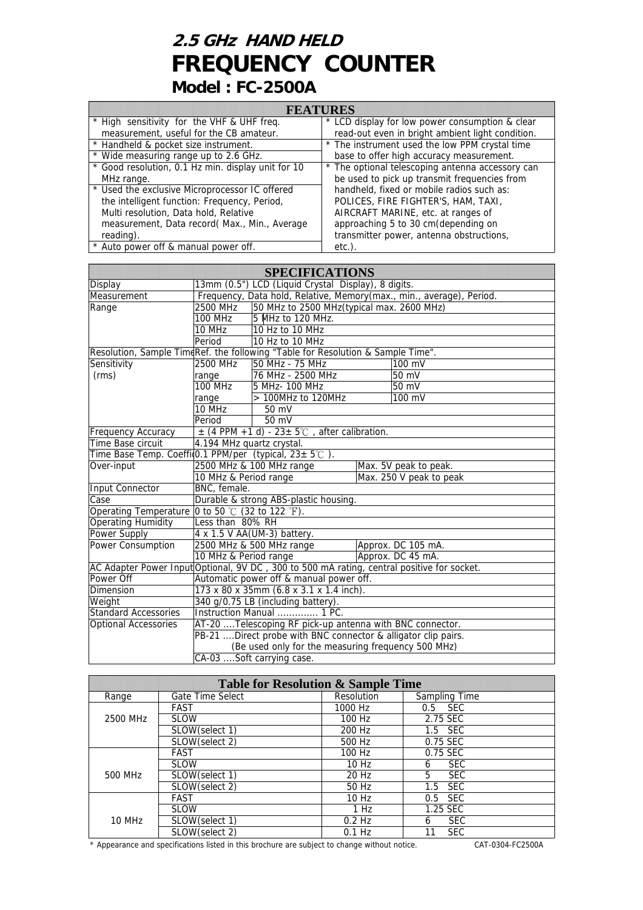# *2.5 GHz HAND HELD*
# FREQUENCY COUNTER
## Model : FC-2500A

| FEATURES | |
|---|---|
| * High sensitivity for the VHF & UHF freq. measurement, useful for the CB amateur. | * LCD display for low power consumption & clear read-out even in bright ambient light condition. |
| * Handheld & pocket size instrument. | * The instrument used the low PPM crystal time base to offer high accuracy measurement. |
| * Wide measuring range up to 2.6 GHz. | |
| * Good resolution, 0.1 Hz min. display unit for 10 MHz range. | * The optional telescoping antenna accessory can be used to pick up transmit frequencies from handheld, fixed or mobile radios such as: POLICES, FIRE FIGHTER'S, HAM, TAXI, AIRCRAFT MARINE, etc. at ranges of approaching 5 to 30 cm(depending on transmitter power, antenna obstructions, etc.). |
| * Used the exclusive Microprocessor IC offered the intelligent function: Frequency, Period, Multi resolution, Data hold, Relative measurement, Data record( Max., Min., Average reading). | |
| * Auto power off & manual power off. | |

| SPECIFICATIONS | | | |
|---|---|---|---|
| Display | 13mm (0.5") LCD (Liquid Crystal Display), 8 digits. | | |
| Measurement | Frequency, Data hold, Relative, Memory(max., min., average), Period. | | |
| Range | 2500 MHz | 50 MHz to 2500 MHz(typical max. 2600 MHz) | |
| | 100 MHz | 5 MHz to 120 MHz. | |
| | 10 MHz | 10 Hz to 10 MHz | |
| | Period | 10 Hz to 10 MHz | |
| Resolution, Sample Time | Ref. the following "Table for Resolution & Sample Time". | | |
| Sensitivity (rms) | 2500 MHz range | 50 MHz - 75 MHz | 100 mV |
| | | 76 MHz - 2500 MHz | 50 mV |
| | 100 MHz range | 5 MHz- 100 MHz | 50 mV |
| | | > 100MHz to 120MHz | 100 mV |
| | 10 MHz | 50 mV | |
| | Period | 50 mV | |
| Frequency Accuracy | ± (4 PPM +1 d) - 23± 5℃ , after calibration. | | |
| Time Base circuit | 4.194 MHz quartz crystal. | | |
| Time Base Temp. Coefficient | 0.1 PPM/per (typical, 23± 5℃ ). | | |
| Over-input | 2500 MHz & 100 MHz range | Max. 5V peak to peak. | |
| | 10 MHz & Period range | Max. 250 V peak to peak | |
| Input Connector | BNC, female. | | |
| Case | Durable & strong ABS-plastic housing. | | |
| Operating Temperature | 0 to 50 ℃ (32 to 122 ℉). | | |
| Operating Humidity | Less than 80% RH | | |
| Power Supply | 4 x 1.5 V AA(UM-3) battery. | | |
| Power Consumption | 2500 MHz & 500 MHz range | Approx. DC 105 mA. | |
| | 10 MHz & Period range | Approx. DC 45 mA. | |
| AC Adapter Power Input | Optional, 9V DC , 300 to 500 mA rating, central positive for socket. | | |
| Power Off | Automatic power off & manual power off. | | |
| Dimension | 173 x 80 x 35mm (6.8 x 3.1 x 1.4 inch). | | |
| Weight | 340 g/0.75 LB (including battery). | | |
| Standard Accessories | Instruction Manual ............. 1 PC. | | |
| Optional Accessories | AT-20 ....Telescoping RF pick-up antenna with BNC connector. | | |
| | PB-21 ....Direct probe with BNC connector & alligator clip pairs. (Be used only for the measuring frequency 500 MHz) | | |
| | CA-03 ....Soft carrying case. | | |

**Table for Resolution & Sample Time**

| Range | Gate Time Select | Resolution | Sampling Time |
|---|---|---|---|
| 2500 MHz | FAST | 1000 Hz | 0.5 SEC |
| | SLOW | 100 Hz | 2.75 SEC |
| | SLOW(select 1) | 200 Hz | 1.5 SEC |
| | SLOW(select 2) | 500 Hz | 0.75 SEC |
| 500 MHz | FAST | 100 Hz | 0.75 SEC |
| | SLOW | 10 Hz | 6 SEC |
| | SLOW(select 1) | 20 Hz | 5 SEC |
| | SLOW(select 2) | 50 Hz | 1.5 SEC |
| 10 MHz | FAST | 10 Hz | 0.5 SEC |
| | SLOW | 1 Hz | 1.25 SEC |
| | SLOW(select 1) | 0.2 Hz | 6 SEC |
| | SLOW(select 2) | 0.1 Hz | 11 SEC |

\* Appearance and specifications listed in this brochure are subject to change without notice.

CAT-0304-FC2500A